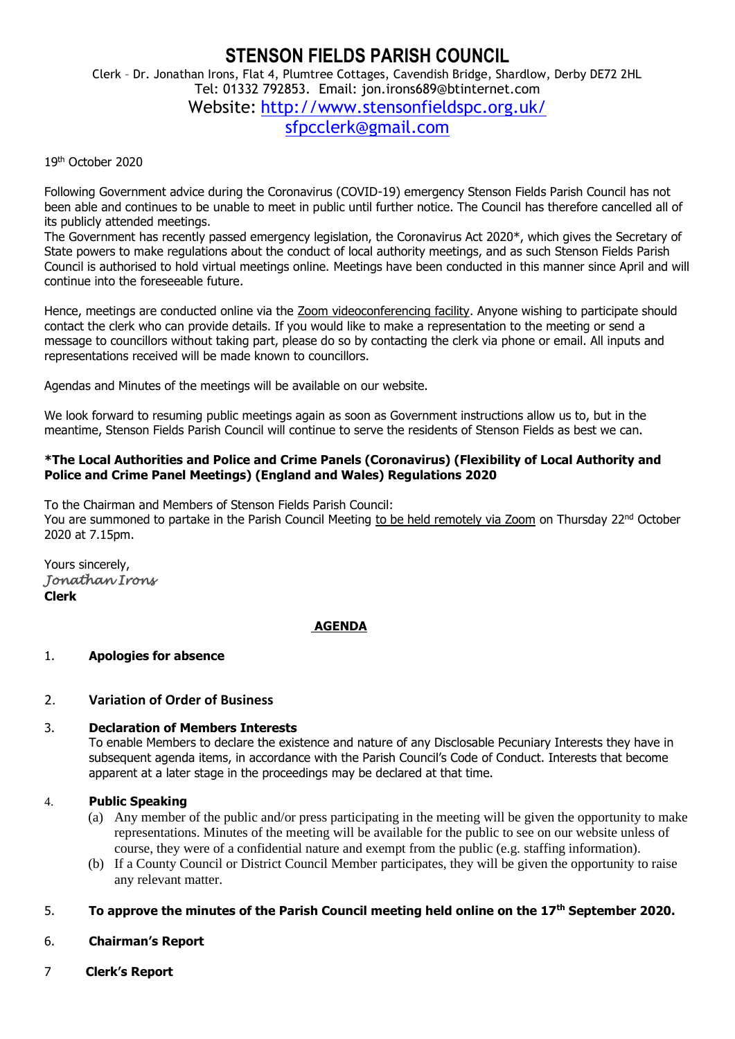# STENSON FIELDS PARISH COUNCIL

Clerk – Dr. Jonathan Irons, Flat 4, Plumtree Cottages, Cavendish Bridge, Shardlow, Derby DE72 2HL
Tel: 01332 792853. Email: jon.irons689@btinternet.com
Website: http://www.stensonfieldspc.org.uk/
sfpcclerk@gmail.com

19th October 2020

Following Government advice during the Coronavirus (COVID-19) emergency Stenson Fields Parish Council has not been able and continues to be unable to meet in public until further notice. The Council has therefore cancelled all of its publicly attended meetings.
The Government has recently passed emergency legislation, the Coronavirus Act 2020*, which gives the Secretary of State powers to make regulations about the conduct of local authority meetings, and as such Stenson Fields Parish Council is authorised to hold virtual meetings online. Meetings have been conducted in this manner since April and will continue into the foreseeable future.

Hence, meetings are conducted online via the Zoom videoconferencing facility. Anyone wishing to participate should contact the clerk who can provide details. If you would like to make a representation to the meeting or send a message to councillors without taking part, please do so by contacting the clerk via phone or email. All inputs and representations received will be made known to councillors.

Agendas and Minutes of the meetings will be available on our website.

We look forward to resuming public meetings again as soon as Government instructions allow us to, but in the meantime, Stenson Fields Parish Council will continue to serve the residents of Stenson Fields as best we can.

**\*The Local Authorities and Police and Crime Panels (Coronavirus) (Flexibility of Local Authority and Police and Crime Panel Meetings) (England and Wales) Regulations 2020**

To the Chairman and Members of Stenson Fields Parish Council:
You are summoned to partake in the Parish Council Meeting to be held remotely via Zoom on Thursday 22nd October 2020 at 7.15pm.

Yours sincerely,
*Jonathan Irons*
**Clerk**

## AGENDA

1. **Apologies for absence**

2. **Variation of Order of Business**

3. **Declaration of Members Interests**
   To enable Members to declare the existence and nature of any Disclosable Pecuniary Interests they have in subsequent agenda items, in accordance with the Parish Council's Code of Conduct. Interests that become apparent at a later stage in the proceedings may be declared at that time.

4. **Public Speaking**
   (a) Any member of the public and/or press participating in the meeting will be given the opportunity to make representations. Minutes of the meeting will be available for the public to see on our website unless of course, they were of a confidential nature and exempt from the public (e.g. staffing information).
   (b) If a County Council or District Council Member participates, they will be given the opportunity to raise any relevant matter.

5. **To approve the minutes of the Parish Council meeting held online on the 17th September 2020.**

6. **Chairman's Report**

7. **Clerk's Report**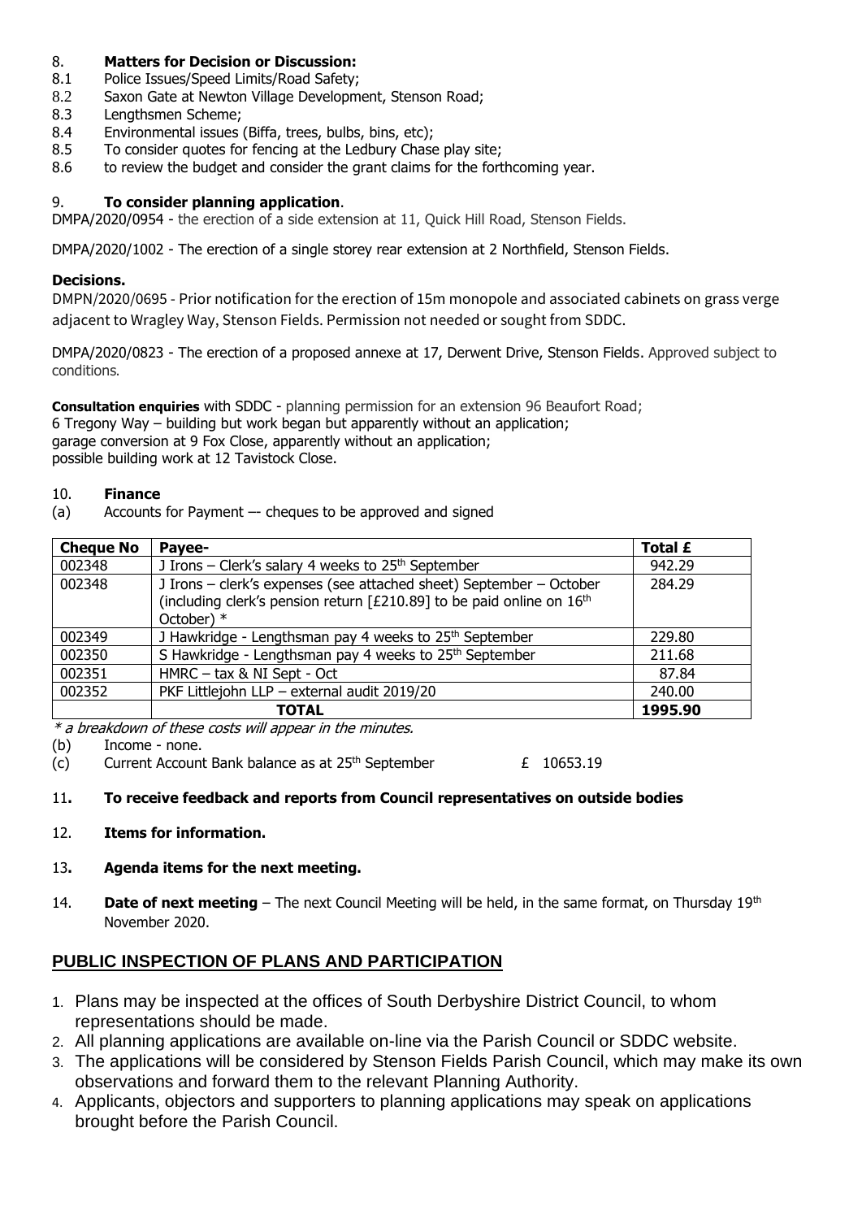8. **Matters for Decision or Discussion:**
8.1 Police Issues/Speed Limits/Road Safety;
8.2 Saxon Gate at Newton Village Development, Stenson Road;
8.3 Lengthsmen Scheme;
8.4 Environmental issues (Biffa, trees, bulbs, bins, etc);
8.5 To consider quotes for fencing at the Ledbury Chase play site;
8.6 to review the budget and consider the grant claims for the forthcoming year.

9. **To consider planning application**.

DMPA/2020/0954 - the erection of a side extension at 11, Quick Hill Road, Stenson Fields.

DMPA/2020/1002 - The erection of a single storey rear extension at 2 Northfield, Stenson Fields.

**Decisions.**

DMPN/2020/0695 - Prior notification for the erection of 15m monopole and associated cabinets on grass verge adjacent to Wragley Way, Stenson Fields. Permission not needed or sought from SDDC.

DMPA/2020/0823 - The erection of a proposed annexe at 17, Derwent Drive, Stenson Fields. Approved subject to conditions.

**Consultation enquiries** with SDDC - planning permission for an extension 96 Beaufort Road;
6 Tregony Way – building but work began but apparently without an application;
garage conversion at 9 Fox Close, apparently without an application;
possible building work at 12 Tavistock Close.

10. **Finance**

(a) Accounts for Payment –- cheques to be approved and signed

| Cheque No | Payee- | Total £ |
|---|---|---|
| 002348 | J Irons – Clerk's salary 4 weeks to 25th September | 942.29 |
| 002348 | J Irons – clerk's expenses (see attached sheet) September – October (including clerk's pension return [£210.89] to be paid online on 16th October) * | 284.29 |
| 002349 | J Hawkridge - Lengthsman pay 4 weeks to 25th September | 229.80 |
| 002350 | S Hawkridge - Lengthsman pay 4 weeks to 25th September | 211.68 |
| 002351 | HMRC – tax & NI Sept - Oct | 87.84 |
| 002352 | PKF Littlejohn LLP – external audit 2019/20 | 240.00 |
| | **TOTAL** | **1995.90** |

*\* a breakdown of these costs will appear in the minutes.*

(b) Income - none.

(c) Current Account Bank balance as at 25th September £ 10653.19

11**.** **To receive feedback and reports from Council representatives on outside bodies**

12. **Items for information.**

13**.** **Agenda items for the next meeting.**

14. **Date of next meeting** – The next Council Meeting will be held, in the same format, on Thursday 19th November 2020.

## PUBLIC INSPECTION OF PLANS AND PARTICIPATION

1. Plans may be inspected at the offices of South Derbyshire District Council, to whom representations should be made.
2. All planning applications are available on-line via the Parish Council or SDDC website.
3. The applications will be considered by Stenson Fields Parish Council, which may make its own observations and forward them to the relevant Planning Authority.
4. Applicants, objectors and supporters to planning applications may speak on applications brought before the Parish Council.